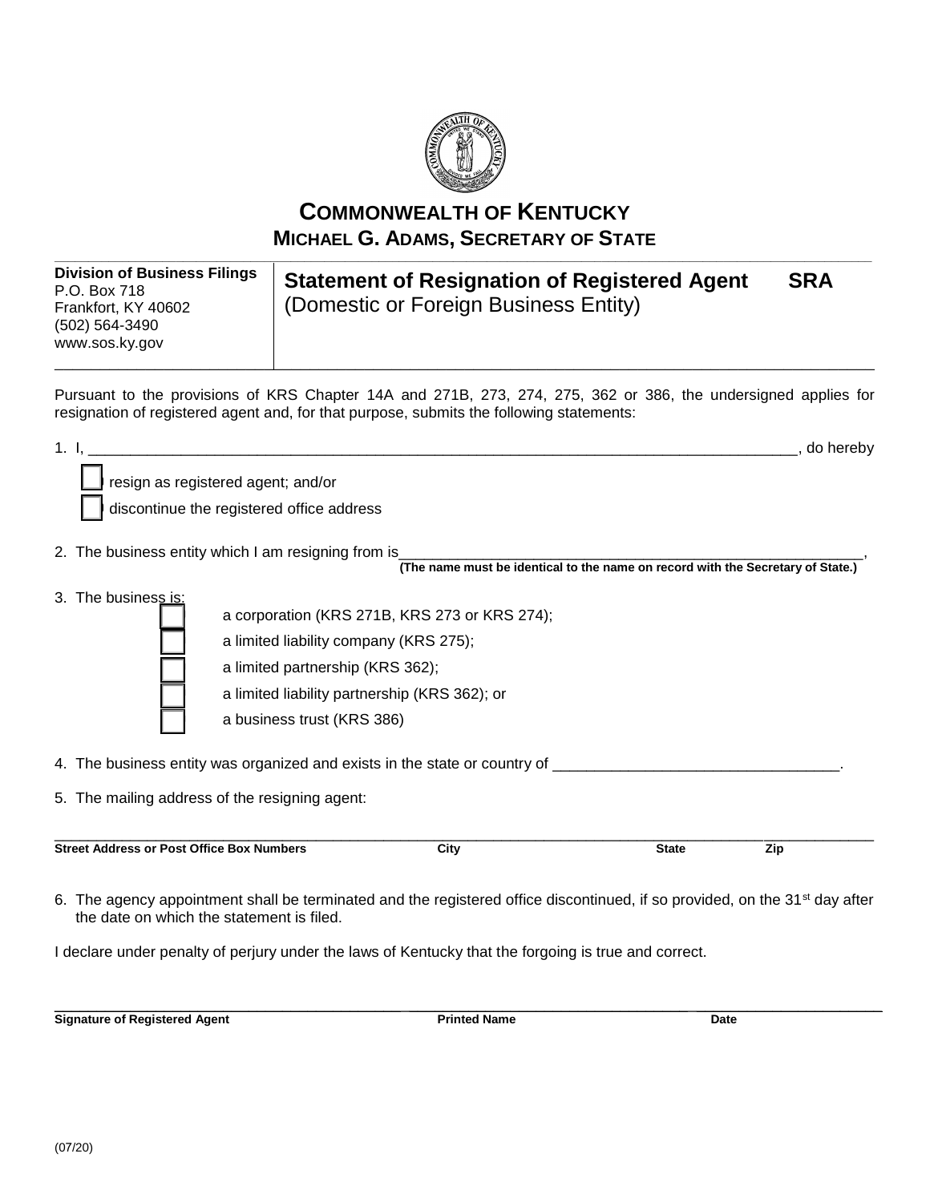# COMMONWEALTH OF KENTUCKY
## MICHAEL G. ADAMS, SECRETARY OF STATE

| **Division of Business Filings**<br>P.O. Box 718<br>Frankfort, KY 40602<br>(502) 564-3490<br>www.sos.ky.gov | **Statement of Resignation of Registered Agent SRA**<br>(Domestic or Foreign Business Entity) |
|---|---|

Pursuant to the provisions of KRS Chapter 14A and 271B, 273, 274, 275, 362 or 386, the undersigned applies for resignation of registered agent and, for that purpose, submits the following statements:

1. I, ________________________________________________________________________________, do hereby

   ☐ resign as registered agent; and/or

   ☐ discontinue the registered office address

2. The business entity which I am resigning from is________________________________________________________,
   **(The name must be identical to the name on record with the Secretary of State.)**

3. The business is:

   ☐ a corporation (KRS 271B, KRS 273 or KRS 274);

   ☐ a limited liability company (KRS 275);

   ☐ a limited partnership (KRS 362);

   ☐ a limited liability partnership (KRS 362); or

   ☐ a business trust (KRS 386)

4. The business entity was organized and exists in the state or country of _________________________________.

5. The mailing address of the resigning agent:

_______________________________________________________________________________________________

**Street Address or Post Office Box Numbers** **City** **State** **Zip**

6. The agency appointment shall be terminated and the registered office discontinued, if so provided, on the 31st day after the date on which the statement is filed.

I declare under penalty of perjury under the laws of Kentucky that the forgoing is true and correct.

_______________________________________________________________________________________________

**Signature of Registered Agent** **Printed Name** **Date**

(07/20)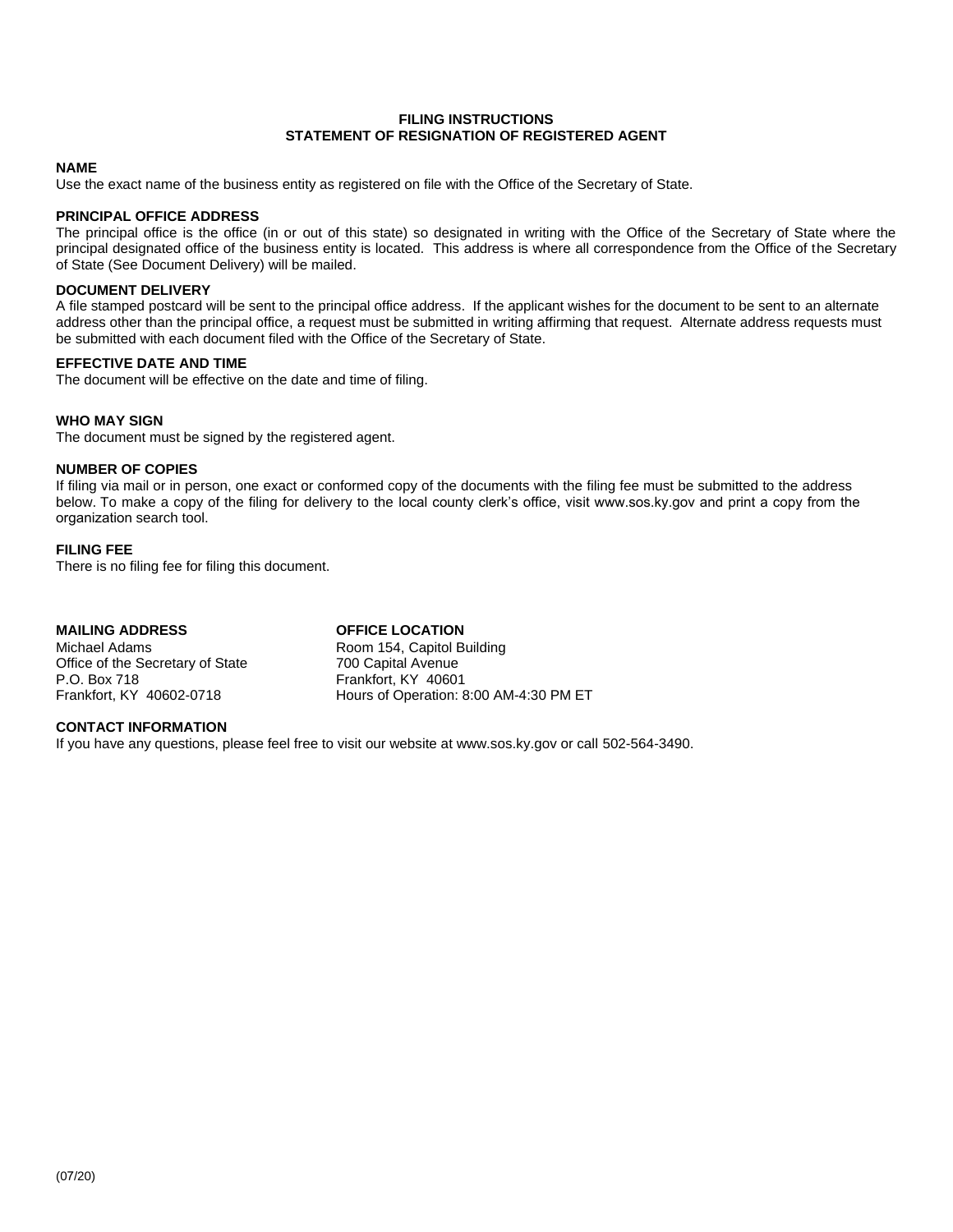# FILING INSTRUCTIONS
# STATEMENT OF RESIGNATION OF REGISTERED AGENT

**NAME**
Use the exact name of the business entity as registered on file with the Office of the Secretary of State.

**PRINCIPAL OFFICE ADDRESS**
The principal office is the office (in or out of this state) so designated in writing with the Office of the Secretary of State where the principal designated office of the business entity is located. This address is where all correspondence from the Office of the Secretary of State (See Document Delivery) will be mailed.

**DOCUMENT DELIVERY**
A file stamped postcard will be sent to the principal office address. If the applicant wishes for the document to be sent to an alternate address other than the principal office, a request must be submitted in writing affirming that request. Alternate address requests must be submitted with each document filed with the Office of the Secretary of State.

**EFFECTIVE DATE AND TIME**
The document will be effective on the date and time of filing.

**WHO MAY SIGN**
The document must be signed by the registered agent.

**NUMBER OF COPIES**
If filing via mail or in person, one exact or conformed copy of the documents with the filing fee must be submitted to the address below. To make a copy of the filing for delivery to the local county clerk's office, visit www.sos.ky.gov and print a copy from the organization search tool.

**FILING FEE**
There is no filing fee for filing this document.

**MAILING ADDRESS**
Michael Adams
Office of the Secretary of State
P.O. Box 718
Frankfort, KY 40602-0718

**OFFICE LOCATION**
Room 154, Capitol Building
700 Capital Avenue
Frankfort, KY 40601
Hours of Operation: 8:00 AM-4:30 PM ET

**CONTACT INFORMATION**
If you have any questions, please feel free to visit our website at www.sos.ky.gov or call 502-564-3490.

(07/20)